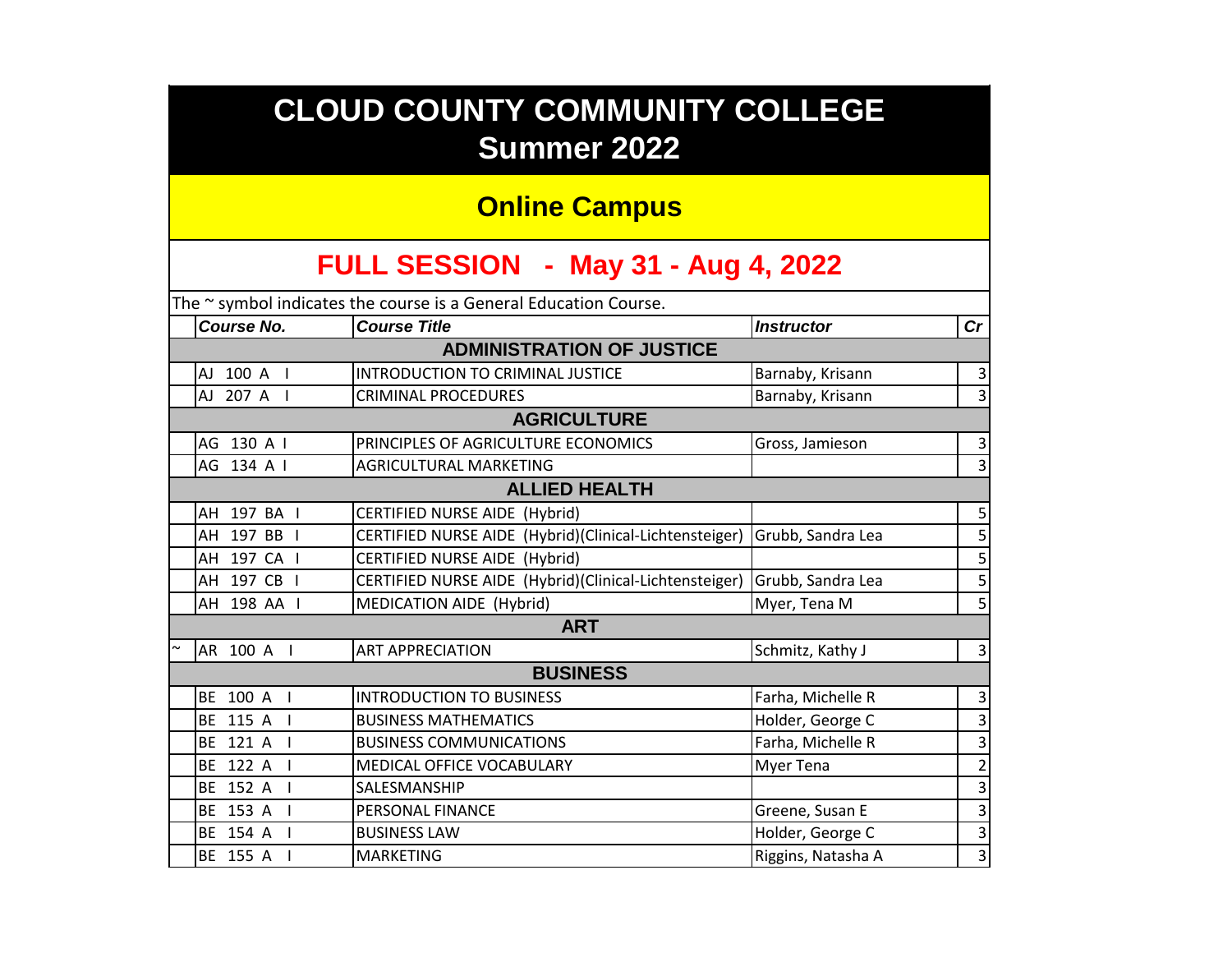# CLOUD COUNTY COMMUNITY COLLEGE
## Summer 2022

## Online Campus

## FULL SESSION - May 31 - Aug 4, 2022

The ~ symbol indicates the course is a General Education Course.

| | *Course No.* | *Course Title* | *Instructor* | *Cr* |
|---|---|---|---|---|
| | | **ADMINISTRATION OF JUSTICE** | | |
| | AJ 100 A I | INTRODUCTION TO CRIMINAL JUSTICE | Barnaby, Krisann | 3 |
| | AJ 207 A I | CRIMINAL PROCEDURES | Barnaby, Krisann | 3 |
| | | **AGRICULTURE** | | |
| | AG 130 A I | PRINCIPLES OF AGRICULTURE ECONOMICS | Gross, Jamieson | 3 |
| | AG 134 A I | AGRICULTURAL MARKETING | | 3 |
| | | **ALLIED HEALTH** | | |
| | AH 197 BA I | CERTIFIED NURSE AIDE (Hybrid) | | 5 |
| | AH 197 BB I | CERTIFIED NURSE AIDE (Hybrid)(Clinical-Lichtensteiger) | Grubb, Sandra Lea | 5 |
| | AH 197 CA I | CERTIFIED NURSE AIDE (Hybrid) | | 5 |
| | AH 197 CB I | CERTIFIED NURSE AIDE (Hybrid)(Clinical-Lichtensteiger) | Grubb, Sandra Lea | 5 |
| | AH 198 AA I | MEDICATION AIDE (Hybrid) | Myer, Tena M | 5 |
| | | **ART** | | |
| ~ | AR 100 A I | ART APPRECIATION | Schmitz, Kathy J | 3 |
| | | **BUSINESS** | | |
| | BE 100 A I | INTRODUCTION TO BUSINESS | Farha, Michelle R | 3 |
| | BE 115 A I | BUSINESS MATHEMATICS | Holder, George C | 3 |
| | BE 121 A I | BUSINESS COMMUNICATIONS | Farha, Michelle R | 3 |
| | BE 122 A I | MEDICAL OFFICE VOCABULARY | Myer Tena | 2 |
| | BE 152 A I | SALESMANSHIP | | 3 |
| | BE 153 A I | PERSONAL FINANCE | Greene, Susan E | 3 |
| | BE 154 A I | BUSINESS LAW | Holder, George C | 3 |
| | BE 155 A I | MARKETING | Riggins, Natasha A | 3 |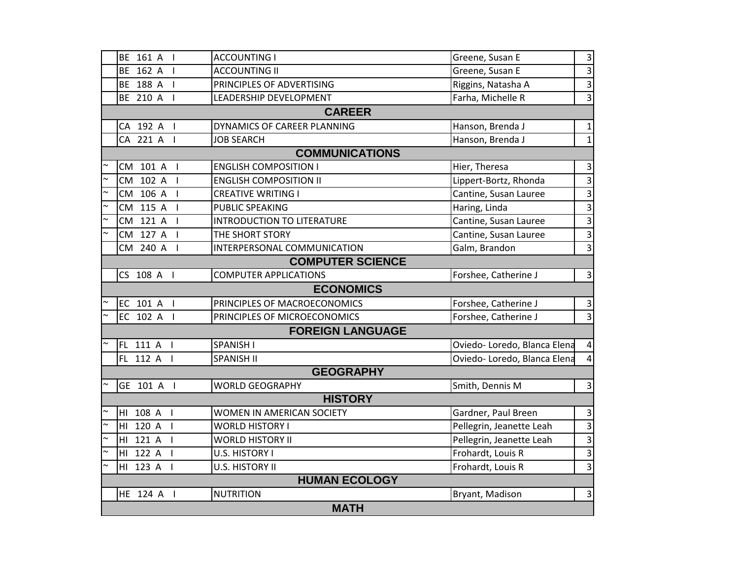|  | Course | Title | Instructor | Credits |
|---|---|---|---|---|
|  | BE 161 A I | ACCOUNTING I | Greene, Susan E | 3 |
|  | BE 162 A I | ACCOUNTING II | Greene, Susan E | 3 |
|  | BE 188 A I | PRINCIPLES OF ADVERTISING | Riggins, Natasha A | 3 |
|  | BE 210 A I | LEADERSHIP DEVELOPMENT | Farha, Michelle R | 3 |
| **CAREER** | | | | |
|  | CA 192 A I | DYNAMICS OF CAREER PLANNING | Hanson, Brenda J | 1 |
|  | CA 221 A I | JOB SEARCH | Hanson, Brenda J | 1 |
| **COMMUNICATIONS** | | | | |
| ~ | CM 101 A I | ENGLISH COMPOSITION I | Hier, Theresa | 3 |
| ~ | CM 102 A I | ENGLISH COMPOSITION II | Lippert-Bortz, Rhonda | 3 |
| ~ | CM 106 A I | CREATIVE WRITING I | Cantine, Susan Lauree | 3 |
| ~ | CM 115 A I | PUBLIC SPEAKING | Haring, Linda | 3 |
| ~ | CM 121 A I | INTRODUCTION TO LITERATURE | Cantine, Susan Lauree | 3 |
| ~ | CM 127 A I | THE SHORT STORY | Cantine, Susan Lauree | 3 |
|  | CM 240 A I | INTERPERSONAL COMMUNICATION | Galm, Brandon | 3 |
| **COMPUTER SCIENCE** | | | | |
|  | CS 108 A I | COMPUTER APPLICATIONS | Forshee, Catherine J | 3 |
| **ECONOMICS** | | | | |
| ~ | EC 101 A I | PRINCIPLES OF MACROECONOMICS | Forshee, Catherine J | 3 |
| ~ | EC 102 A I | PRINCIPLES OF MICROECONOMICS | Forshee, Catherine J | 3 |
| **FOREIGN LANGUAGE** | | | | |
| ~ | FL 111 A I | SPANISH I | Oviedo- Loredo, Blanca Elena | 4 |
|  | FL 112 A I | SPANISH II | Oviedo- Loredo, Blanca Elena | 4 |
| **GEOGRAPHY** | | | | |
| ~ | GE 101 A I | WORLD GEOGRAPHY | Smith, Dennis M | 3 |
| **HISTORY** | | | | |
| ~ | HI 108 A I | WOMEN IN AMERICAN SOCIETY | Gardner, Paul Breen | 3 |
| ~ | HI 120 A I | WORLD HISTORY I | Pellegrin, Jeanette Leah | 3 |
| ~ | HI 121 A I | WORLD HISTORY II | Pellegrin, Jeanette Leah | 3 |
| ~ | HI 122 A I | U.S. HISTORY I | Frohardt, Louis R | 3 |
| ~ | HI 123 A I | U.S. HISTORY II | Frohardt, Louis R | 3 |
| **HUMAN ECOLOGY** | | | | |
|  | HE 124 A I | NUTRITION | Bryant, Madison | 3 |
| **MATH** | | | | |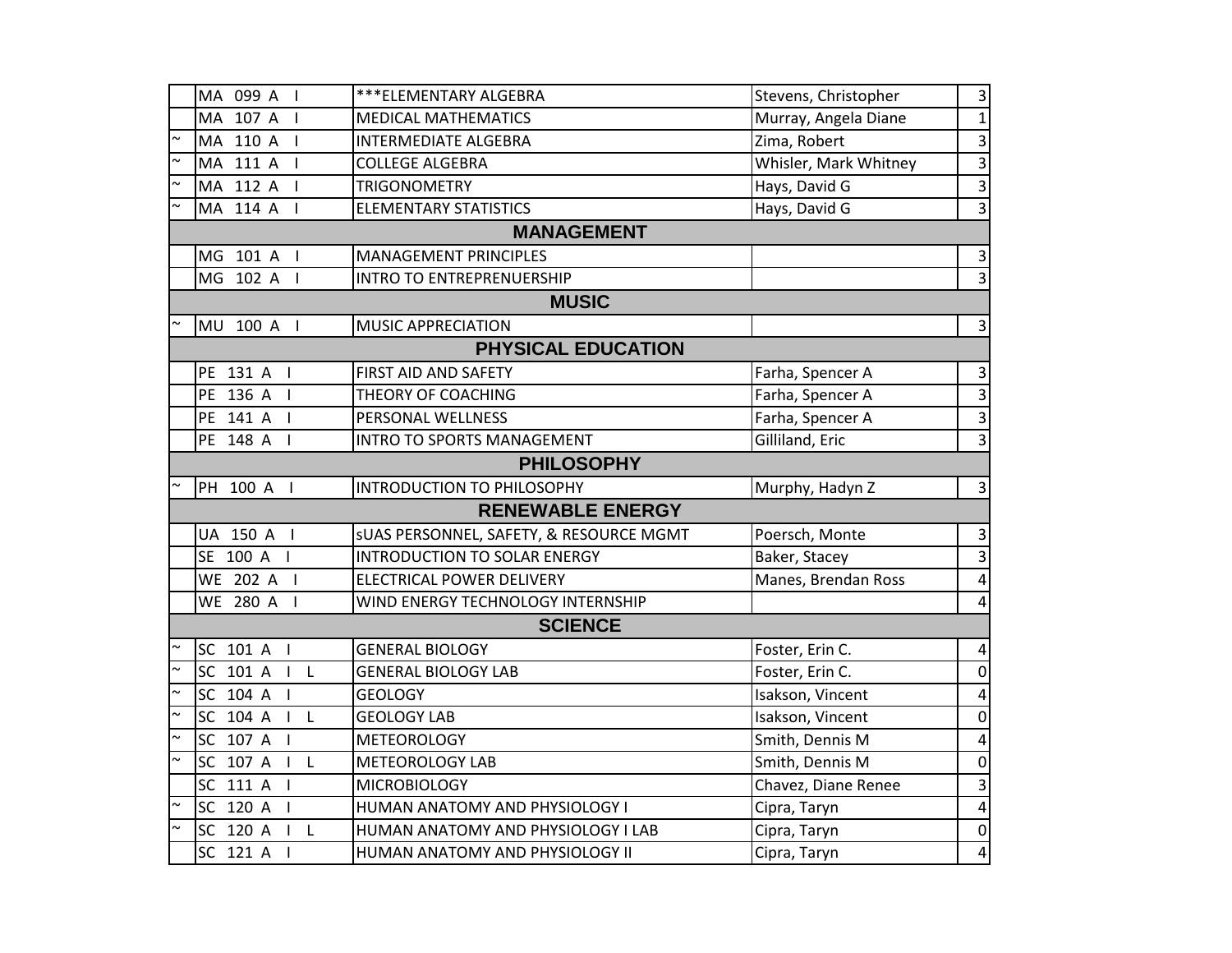| | | | | |
|---|---|---|---|---|
| | MA 099 A I | ***ELEMENTARY ALGEBRA | Stevens, Christopher | 3 |
| | MA 107 A I | MEDICAL MATHEMATICS | Murray, Angela Diane | 1 |
| ~ | MA 110 A I | INTERMEDIATE ALGEBRA | Zima, Robert | 3 |
| ~ | MA 111 A I | COLLEGE ALGEBRA | Whisler, Mark Whitney | 3 |
| ~ | MA 112 A I | TRIGONOMETRY | Hays, David G | 3 |
| ~ | MA 114 A I | ELEMENTARY STATISTICS | Hays, David G | 3 |
| **MANAGEMENT** | | | | |
| | MG 101 A I | MANAGEMENT PRINCIPLES | | 3 |
| | MG 102 A I | INTRO TO ENTREPRENUERSHIP | | 3 |
| **MUSIC** | | | | |
| ~ | MU 100 A I | MUSIC APPRECIATION | | 3 |
| **PHYSICAL EDUCATION** | | | | |
| | PE 131 A I | FIRST AID AND SAFETY | Farha, Spencer A | 3 |
| | PE 136 A I | THEORY OF COACHING | Farha, Spencer A | 3 |
| | PE 141 A I | PERSONAL WELLNESS | Farha, Spencer A | 3 |
| | PE 148 A I | INTRO TO SPORTS MANAGEMENT | Gilliland, Eric | 3 |
| **PHILOSOPHY** | | | | |
| ~ | PH 100 A I | INTRODUCTION TO PHILOSOPHY | Murphy, Hadyn Z | 3 |
| **RENEWABLE ENERGY** | | | | |
| | UA 150 A I | sUAS PERSONNEL, SAFETY, & RESOURCE MGMT | Poersch, Monte | 3 |
| | SE 100 A I | INTRODUCTION TO SOLAR ENERGY | Baker, Stacey | 3 |
| | WE 202 A I | ELECTRICAL POWER DELIVERY | Manes, Brendan Ross | 4 |
| | WE 280 A I | WIND ENERGY TECHNOLOGY INTERNSHIP | | 4 |
| **SCIENCE** | | | | |
| ~ | SC 101 A I | GENERAL BIOLOGY | Foster, Erin C. | 4 |
| ~ | SC 101 A I L | GENERAL BIOLOGY LAB | Foster, Erin C. | 0 |
| ~ | SC 104 A I | GEOLOGY | Isakson, Vincent | 4 |
| ~ | SC 104 A I L | GEOLOGY LAB | Isakson, Vincent | 0 |
| ~ | SC 107 A I | METEOROLOGY | Smith, Dennis M | 4 |
| ~ | SC 107 A I L | METEOROLOGY LAB | Smith, Dennis M | 0 |
| | SC 111 A I | MICROBIOLOGY | Chavez, Diane Renee | 3 |
| ~ | SC 120 A I | HUMAN ANATOMY AND PHYSIOLOGY I | Cipra, Taryn | 4 |
| ~ | SC 120 A I L | HUMAN ANATOMY AND PHYSIOLOGY I LAB | Cipra, Taryn | 0 |
| | SC 121 A I | HUMAN ANATOMY AND PHYSIOLOGY II | Cipra, Taryn | 4 |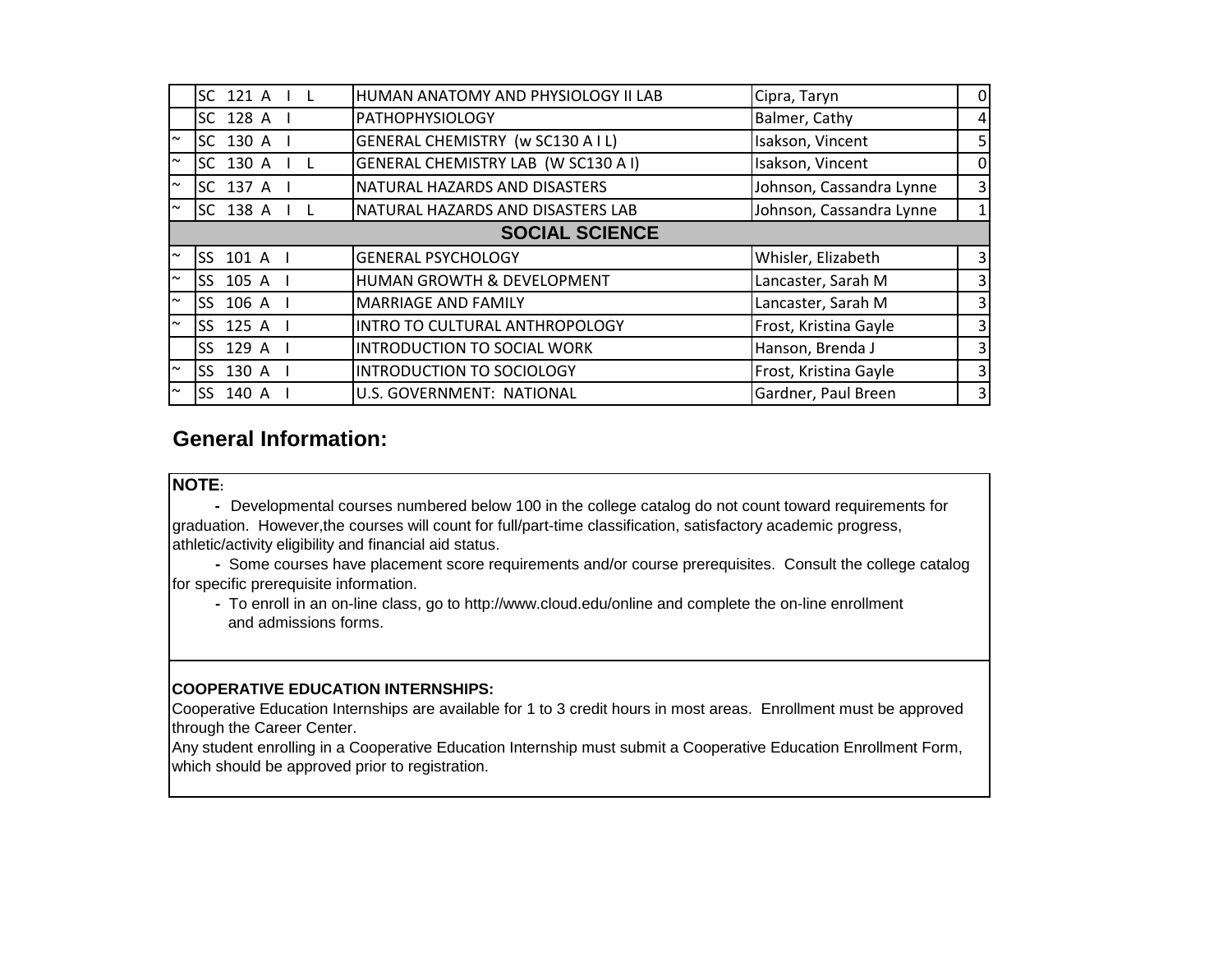| | | | | |
|---|---|---|---|---|
| | SC 121 A I L | HUMAN ANATOMY AND PHYSIOLOGY II LAB | Cipra, Taryn | 0 |
| | SC 128 A I | PATHOPHYSIOLOGY | Balmer, Cathy | 4 |
| ~ | SC 130 A I | GENERAL CHEMISTRY (w SC130 A I L) | Isakson, Vincent | 5 |
| ~ | SC 130 A I L | GENERAL CHEMISTRY LAB (W SC130 A I) | Isakson, Vincent | 0 |
| ~ | SC 137 A I | NATURAL HAZARDS AND DISASTERS | Johnson, Cassandra Lynne | 3 |
| ~ | SC 138 A I L | NATURAL HAZARDS AND DISASTERS LAB | Johnson, Cassandra Lynne | 1 |
| **SOCIAL SCIENCE** | | | | |
| ~ | SS 101 A I | GENERAL PSYCHOLOGY | Whisler, Elizabeth | 3 |
| ~ | SS 105 A I | HUMAN GROWTH & DEVELOPMENT | Lancaster, Sarah M | 3 |
| ~ | SS 106 A I | MARRIAGE AND FAMILY | Lancaster, Sarah M | 3 |
| ~ | SS 125 A I | INTRO TO CULTURAL ANTHROPOLOGY | Frost, Kristina Gayle | 3 |
| | SS 129 A I | INTRODUCTION TO SOCIAL WORK | Hanson, Brenda J | 3 |
| ~ | SS 130 A I | INTRODUCTION TO SOCIOLOGY | Frost, Kristina Gayle | 3 |
| ~ | SS 140 A I | U.S. GOVERNMENT: NATIONAL | Gardner, Paul Breen | 3 |

## General Information:

**NOTE:**

- Developmental courses numbered below 100 in the college catalog do not count toward requirements for graduation. However,the courses will count for full/part-time classification, satisfactory academic progress, athletic/activity eligibility and financial aid status.
- Some courses have placement score requirements and/or course prerequisites. Consult the college catalog for specific prerequisite information.
- To enroll in an on-line class, go to http://www.cloud.edu/online and complete the on-line enrollment and admissions forms.

**COOPERATIVE EDUCATION INTERNSHIPS:**

Cooperative Education Internships are available for 1 to 3 credit hours in most areas. Enrollment must be approved through the Career Center.

Any student enrolling in a Cooperative Education Internship must submit a Cooperative Education Enrollment Form, which should be approved prior to registration.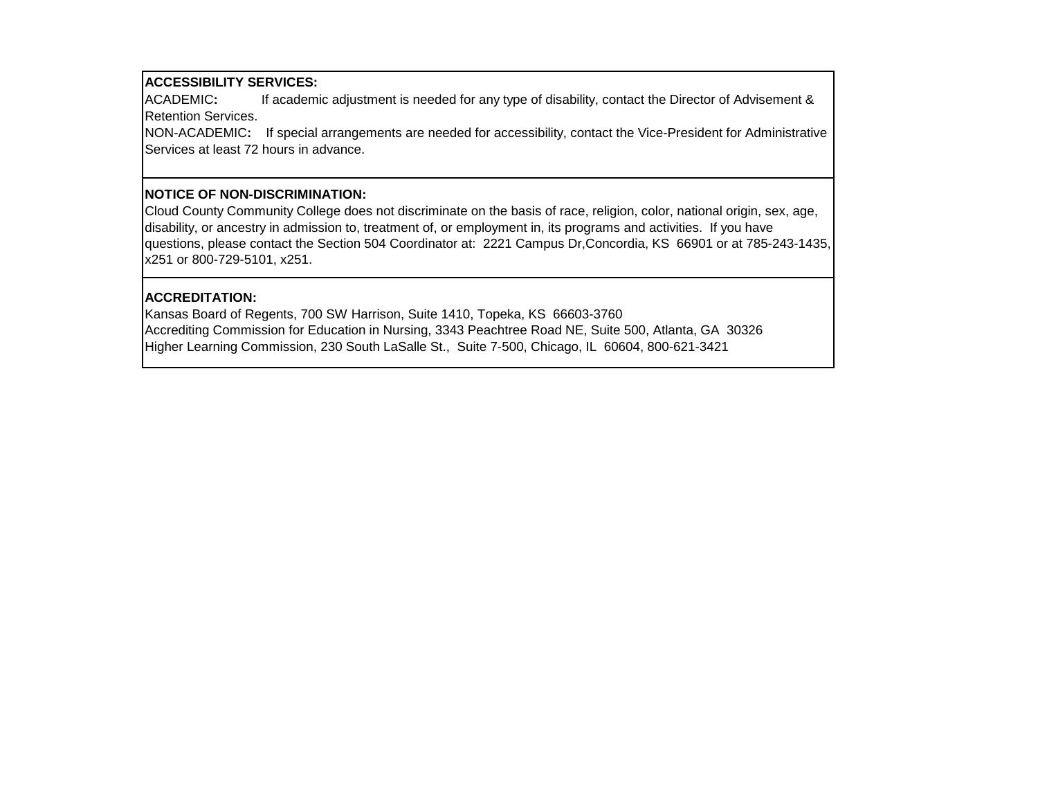**ACCESSIBILITY SERVICES:**

ACADEMIC**:** If academic adjustment is needed for any type of disability, contact the Director of Advisement & Retention Services.

NON-ACADEMIC**:** If special arrangements are needed for accessibility, contact the Vice-President for Administrative Services at least 72 hours in advance.

**NOTICE OF NON-DISCRIMINATION:**

Cloud County Community College does not discriminate on the basis of race, religion, color, national origin, sex, age, disability, or ancestry in admission to, treatment of, or employment in, its programs and activities. If you have questions, please contact the Section 504 Coordinator at: 2221 Campus Dr,Concordia, KS 66901 or at 785-243-1435, x251 or 800-729-5101, x251.

**ACCREDITATION:**

Kansas Board of Regents, 700 SW Harrison, Suite 1410, Topeka, KS 66603-3760

Accrediting Commission for Education in Nursing, 3343 Peachtree Road NE, Suite 500, Atlanta, GA 30326

Higher Learning Commission, 230 South LaSalle St., Suite 7-500, Chicago, IL 60604, 800-621-3421